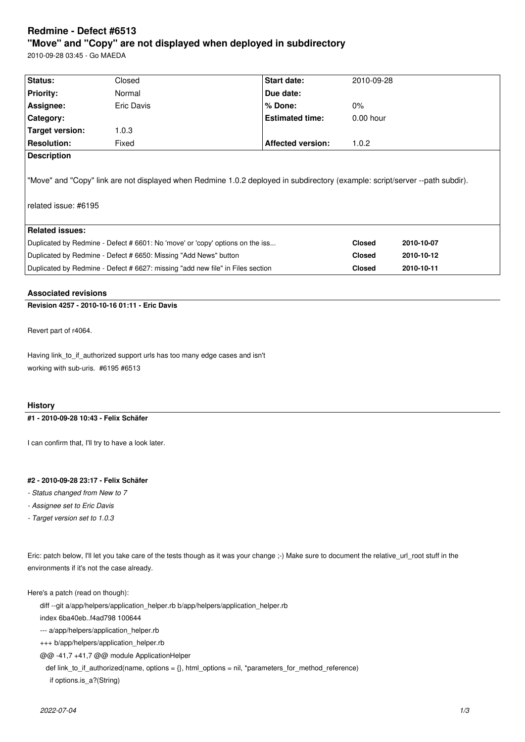# Redmine - Defect #6513

## "Move" and "Copy" are not displayed when deployed in subdirectory

2010-09-28 03:45 - Go MAEDA

| Status: | Closed | Start date: | 2010-09-28 |
| --- | --- | --- | --- |
| Priority: | Normal | Due date: | |
| Assignee: | Eric Davis | % Done: | 0% |
| Category: | | Estimated time: | 0.00 hour |
| Target version: | 1.0.3 | | |
| Resolution: | Fixed | Affected version: | 1.0.2 |

**Description**

"Move" and "Copy" link are not displayed when Redmine 1.0.2 deployed in subdirectory (example: script/server --path subdir).

related issue: #6195

**Related issues:**

| | | |
| --- | --- | --- |
| Duplicated by Redmine - Defect # 6601: No 'move' or 'copy' options on the iss... | Closed | 2010-10-07 |
| Duplicated by Redmine - Defect # 6650: Missing "Add News" button | Closed | 2010-10-12 |
| Duplicated by Redmine - Defect # 6627: missing "add new file" in Files section | Closed | 2010-10-11 |

### Associated revisions

**Revision 4257 - 2010-10-16 01:11 - Eric Davis**

Revert part of r4064.

Having link_to_if_authorized support urls has too many edge cases and isn't working with sub-uris. #6195 #6513

### History

**#1 - 2010-09-28 10:43 - Felix Schäfer**

I can confirm that, I'll try to have a look later.

**#2 - 2010-09-28 23:17 - Felix Schäfer**

- *Status changed from New to 7*
- *Assignee set to Eric Davis*
- *Target version set to 1.0.3*

Eric: patch below, I'll let you take care of the tests though as it was your change ;-) Make sure to document the relative_url_root stuff in the environments if it's not the case already.

Here's a patch (read on though):

```
diff --git a/app/helpers/application_helper.rb b/app/helpers/application_helper.rb
index 6ba40eb..f4ad798 100644
--- a/app/helpers/application_helper.rb
+++ b/app/helpers/application_helper.rb
@@ -41,7 +41,7 @@ module ApplicationHelper
   def link_to_if_authorized(name, options = {}, html_options = nil, *parameters_for_method_reference)
     if options.is_a?(String)
```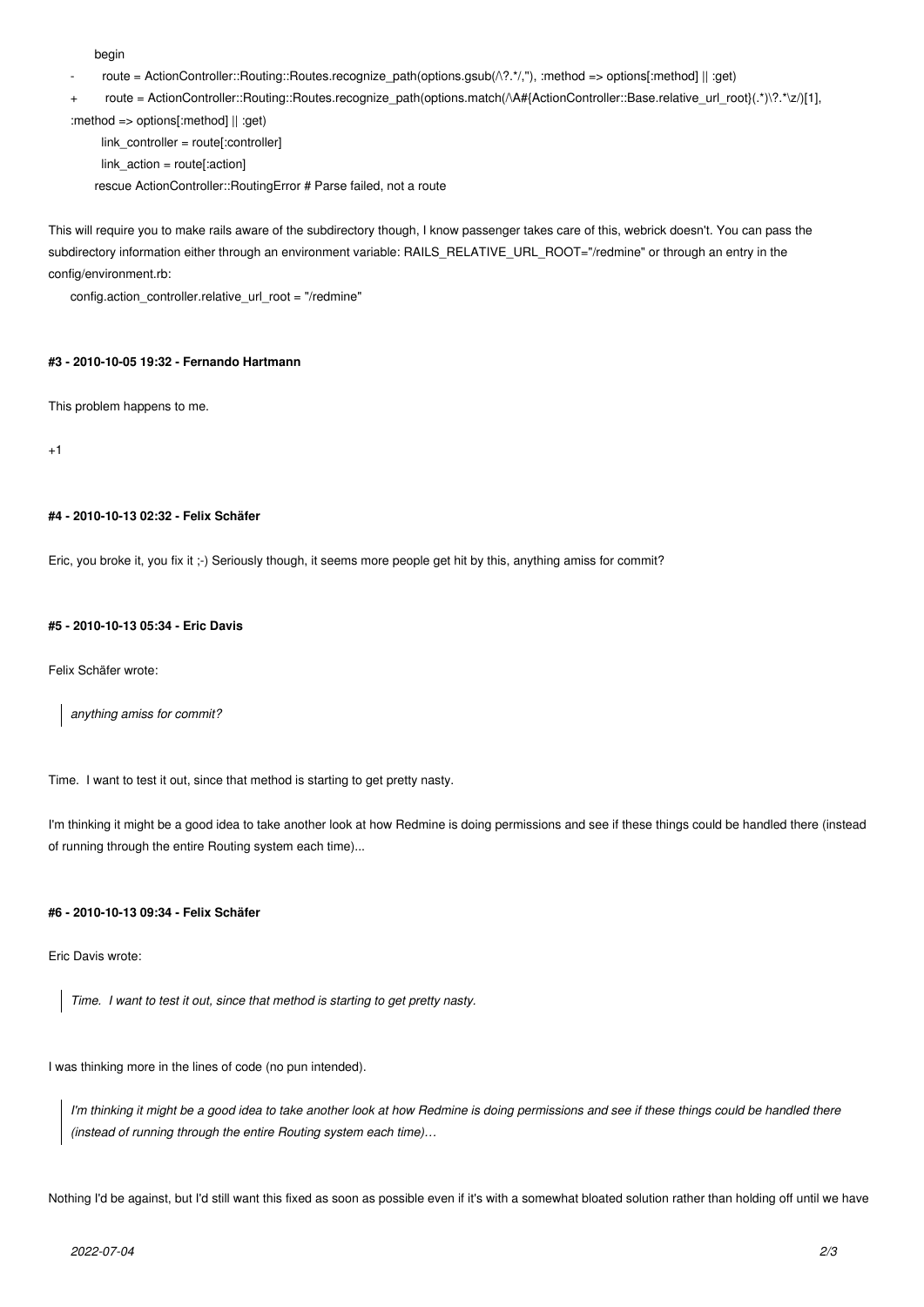```
      begin
-       route = ActionController::Routing::Routes.recognize_path(options.gsub(/\?.*/,''), :method => options[:method] || :get)
+       route = ActionController::Routing::Routes.recognize_path(options.match(/\A#{ActionController::Base.relative_url_root}(.*)\?.*\z/)[1],
:method => options[:method] || :get)
        link_controller = route[:controller]
        link_action = route[:action]
      rescue ActionController::RoutingError # Parse failed, not a route
```

This will require you to make rails aware of the subdirectory though, I know passenger takes care of this, webrick doesn't. You can pass the subdirectory information either through an environment variable: RAILS_RELATIVE_URL_ROOT="/redmine" or through an entry in the config/environment.rb:

```
config.action_controller.relative_url_root = "/redmine"
```

#### #3 - 2010-10-05 19:32 - Fernando Hartmann

This problem happens to me.

+1

#### #4 - 2010-10-13 02:32 - Felix Schäfer

Eric, you broke it, you fix it ;-) Seriously though, it seems more people get hit by this, anything amiss for commit?

#### #5 - 2010-10-13 05:34 - Eric Davis

Felix Schäfer wrote:

> *anything amiss for commit?*

Time. I want to test it out, since that method is starting to get pretty nasty.

I'm thinking it might be a good idea to take another look at how Redmine is doing permissions and see if these things could be handled there (instead of running through the entire Routing system each time)...

#### #6 - 2010-10-13 09:34 - Felix Schäfer

Eric Davis wrote:

> *Time. I want to test it out, since that method is starting to get pretty nasty.*

I was thinking more in the lines of code (no pun intended).

> *I'm thinking it might be a good idea to take another look at how Redmine is doing permissions and see if these things could be handled there (instead of running through the entire Routing system each time)…*

Nothing I'd be against, but I'd still want this fixed as soon as possible even if it's with a somewhat bloated solution rather than holding off until we have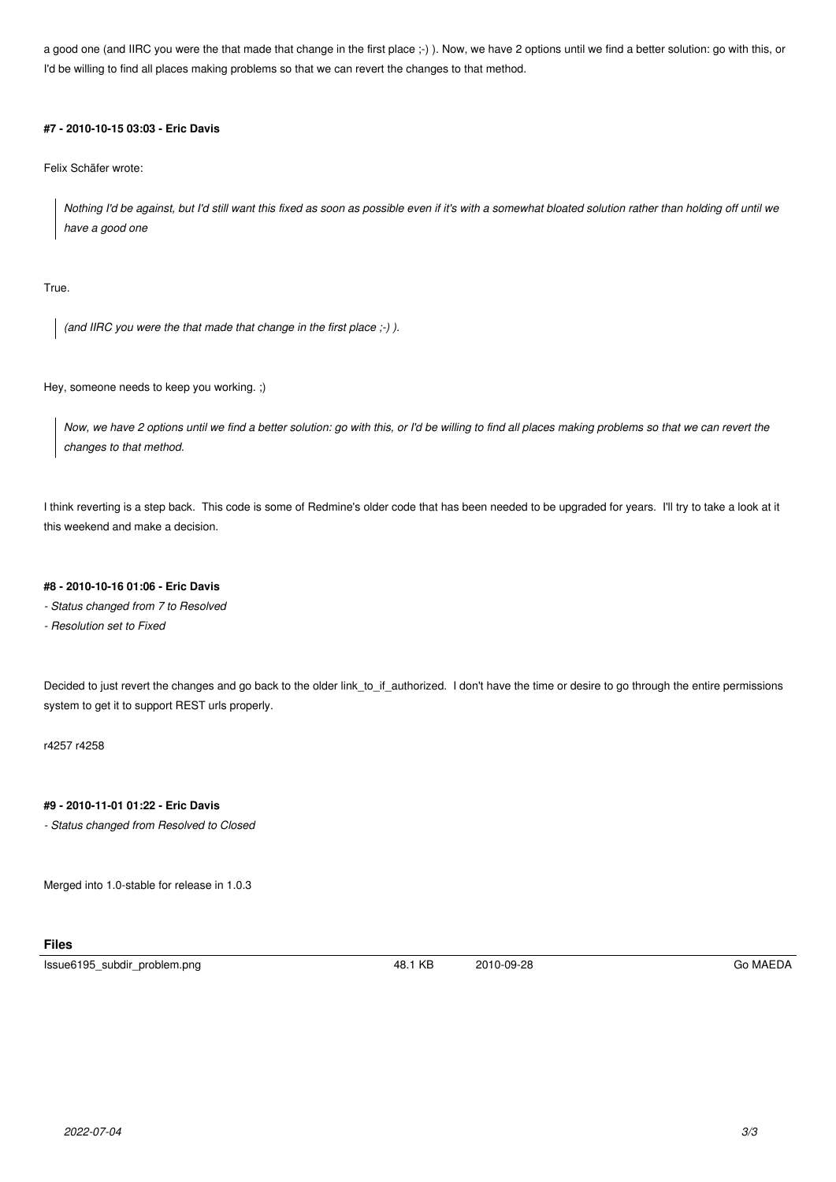a good one (and IIRC you were the that made that change in the first place ;-) ). Now, we have 2 options until we find a better solution: go with this, or I'd be willing to find all places making problems so that we can revert the changes to that method.

#### #7 - 2010-10-15 03:03 - Eric Davis

Felix Schäfer wrote:

> *Nothing I'd be against, but I'd still want this fixed as soon as possible even if it's with a somewhat bloated solution rather than holding off until we have a good one*

True.

> *(and IIRC you were the that made that change in the first place ;-) ).*

Hey, someone needs to keep you working. ;)

> *Now, we have 2 options until we find a better solution: go with this, or I'd be willing to find all places making problems so that we can revert the changes to that method.*

I think reverting is a step back. This code is some of Redmine's older code that has been needed to be upgraded for years. I'll try to take a look at it this weekend and make a decision.

#### #8 - 2010-10-16 01:06 - Eric Davis

- *Status changed from 7 to Resolved*
- *Resolution set to Fixed*

Decided to just revert the changes and go back to the older link_to_if_authorized. I don't have the time or desire to go through the entire permissions system to get it to support REST urls properly.

r4257 r4258

#### #9 - 2010-11-01 01:22 - Eric Davis

- *Status changed from Resolved to Closed*

Merged into 1.0-stable for release in 1.0.3

#### Files

| | | | |
|---|---|---|---|
| Issue6195_subdir_problem.png | 48.1 KB | 2010-09-28 | Go MAEDA |